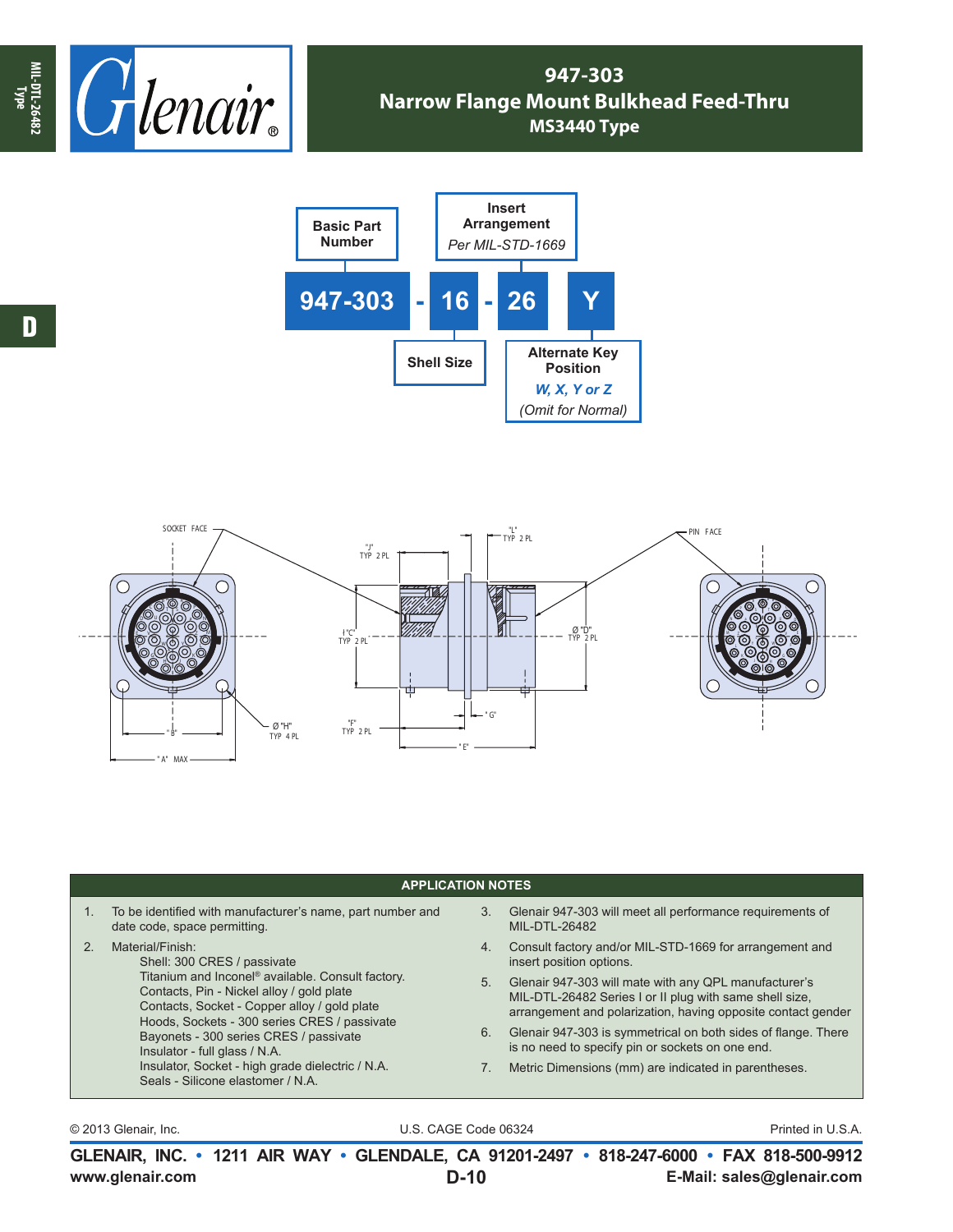# 947-303
## Narrow Flange Mount Bulkhead Feed-Thru
### MS3440 Type

**Basic Part Number** — **Insert Arrangement** *Per MIL-STD-1669*

**947-303 - 16 - 26 Y**

**Shell Size** — **Alternate Key Position** *W, X, Y or Z* *(Omit for Normal)*

SOCKET FACE

"J" TYP 2 PL

"L" TYP 2 PL

PIN FACE

"C" TYP 2 PL

Ø "D" TYP 2 PL

Ø "H" TYP 4 PL

"F" TYP 2 PL

"G"

"B"

"E"

"A" MAX

## APPLICATION NOTES

1. To be identified with manufacturer's name, part number and date code, space permitting.
2. Material/Finish:
   - Shell: 300 CRES / passivate
   - Titanium and Inconel® available. Consult factory.
   - Contacts, Pin - Nickel alloy / gold plate
   - Contacts, Socket - Copper alloy / gold plate
   - Hoods, Sockets - 300 series CRES / passivate
   - Bayonets - 300 series CRES / passivate
   - Insulator - full glass / N.A.
   - Insulator, Socket - high grade dielectric / N.A.
   - Seals - Silicone elastomer / N.A.
3. Glenair 947-303 will meet all performance requirements of MIL-DTL-26482
4. Consult factory and/or MIL-STD-1669 for arrangement and insert position options.
5. Glenair 947-303 will mate with any QPL manufacturer's MIL-DTL-26482 Series I or II plug with same shell size, arrangement and polarization, having opposite contact gender
6. Glenair 947-303 is symmetrical on both sides of flange. There is no need to specify pin or sockets on one end.
7. Metric Dimensions (mm) are indicated in parentheses.

© 2013 Glenair, Inc. U.S. CAGE Code 06324 Printed in U.S.A.

**GLENAIR, INC. • 1211 AIR WAY • GLENDALE, CA 91201-2497 • 818-247-6000 • FAX 818-500-9912**
**www.glenair.com** **E-Mail: sales@glenair.com**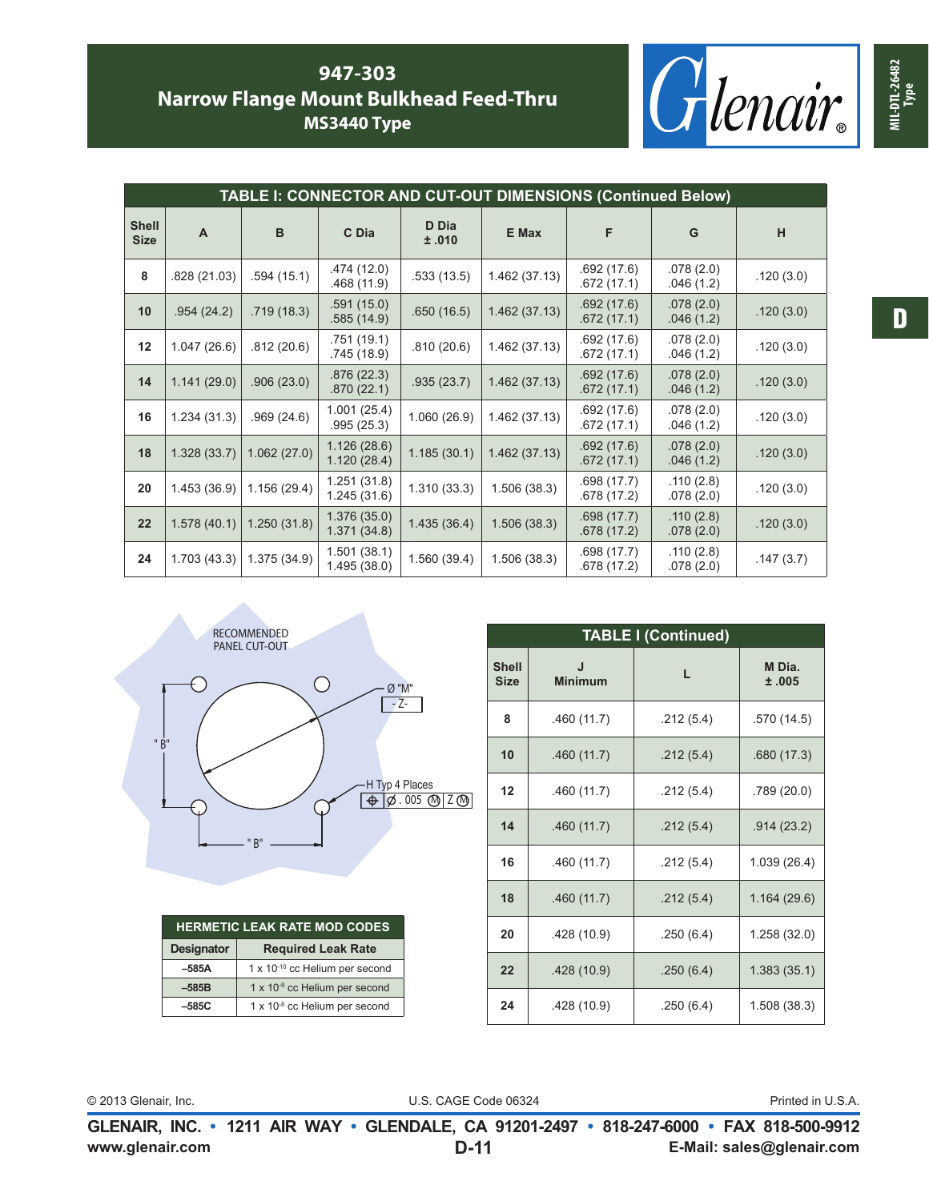# 947-303
## Narrow Flange Mount Bulkhead Feed-Thru
### MS3440 Type

**TABLE I: CONNECTOR AND CUT-OUT DIMENSIONS (Continued Below)**

| Shell Size | A | B | C Dia | D Dia ± .010 | E Max | F | G | H |
|---|---|---|---|---|---|---|---|---|
| 8 | .828 (21.03) | .594 (15.1) | .474 (12.0) .468 (11.9) | .533 (13.5) | 1.462 (37.13) | .692 (17.6) .672 (17.1) | .078 (2.0) .046 (1.2) | .120 (3.0) |
| 10 | .954 (24.2) | .719 (18.3) | .591 (15.0) .585 (14.9) | .650 (16.5) | 1.462 (37.13) | .692 (17.6) .672 (17.1) | .078 (2.0) .046 (1.2) | .120 (3.0) |
| 12 | 1.047 (26.6) | .812 (20.6) | .751 (19.1) .745 (18.9) | .810 (20.6) | 1.462 (37.13) | .692 (17.6) .672 (17.1) | .078 (2.0) .046 (1.2) | .120 (3.0) |
| 14 | 1.141 (29.0) | .906 (23.0) | .876 (22.3) .870 (22.1) | .935 (23.7) | 1.462 (37.13) | .692 (17.6) .672 (17.1) | .078 (2.0) .046 (1.2) | .120 (3.0) |
| 16 | 1.234 (31.3) | .969 (24.6) | 1.001 (25.4) .995 (25.3) | 1.060 (26.9) | 1.462 (37.13) | .692 (17.6) .672 (17.1) | .078 (2.0) .046 (1.2) | .120 (3.0) |
| 18 | 1.328 (33.7) | 1.062 (27.0) | 1.126 (28.6) 1.120 (28.4) | 1.185 (30.1) | 1.462 (37.13) | .692 (17.6) .672 (17.1) | .078 (2.0) .046 (1.2) | .120 (3.0) |
| 20 | 1.453 (36.9) | 1.156 (29.4) | 1.251 (31.8) 1.245 (31.6) | 1.310 (33.3) | 1.506 (38.3) | .698 (17.7) .678 (17.2) | .110 (2.8) .078 (2.0) | .120 (3.0) |
| 22 | 1.578 (40.1) | 1.250 (31.8) | 1.376 (35.0) 1.371 (34.8) | 1.435 (36.4) | 1.506 (38.3) | .698 (17.7) .678 (17.2) | .110 (2.8) .078 (2.0) | .120 (3.0) |
| 24 | 1.703 (43.3) | 1.375 (34.9) | 1.501 (38.1) 1.495 (38.0) | 1.560 (39.4) | 1.506 (38.3) | .698 (17.7) .678 (17.2) | .110 (2.8) .078 (2.0) | .147 (3.7) |

RECOMMENDED PANEL CUT-OUT

Ø "M"
-Z-
"B"
H Typ 4 Places
⊕ Ø .005 Ⓜ Z Ⓜ
"B"

**TABLE I (Continued)**

| Shell Size | J Minimum | L | M Dia. ± .005 |
|---|---|---|---|
| 8 | .460 (11.7) | .212 (5.4) | .570 (14.5) |
| 10 | .460 (11.7) | .212 (5.4) | .680 (17.3) |
| 12 | .460 (11.7) | .212 (5.4) | .789 (20.0) |
| 14 | .460 (11.7) | .212 (5.4) | .914 (23.2) |
| 16 | .460 (11.7) | .212 (5.4) | 1.039 (26.4) |
| 18 | .460 (11.7) | .212 (5.4) | 1.164 (29.6) |
| 20 | .428 (10.9) | .250 (6.4) | 1.258 (32.0) |
| 22 | .428 (10.9) | .250 (6.4) | 1.383 (35.1) |
| 24 | .428 (10.9) | .250 (6.4) | 1.508 (38.3) |

**HERMETIC LEAK RATE MOD CODES**

| Designator | Required Leak Rate |
|---|---|
| –585A | 1 x $10^{-10}$ cc Helium per second |
| –585B | 1 x $10^{-9}$ cc Helium per second |
| –585C | 1 x $10^{-8}$ cc Helium per second |

© 2013 Glenair, Inc. U.S. CAGE Code 06324 Printed in U.S.A.

**GLENAIR, INC. • 1211 AIR WAY • GLENDALE, CA 91201-2497 • 818-247-6000 • FAX 818-500-9912**
**www.glenair.com** **E-Mail: sales@glenair.com**